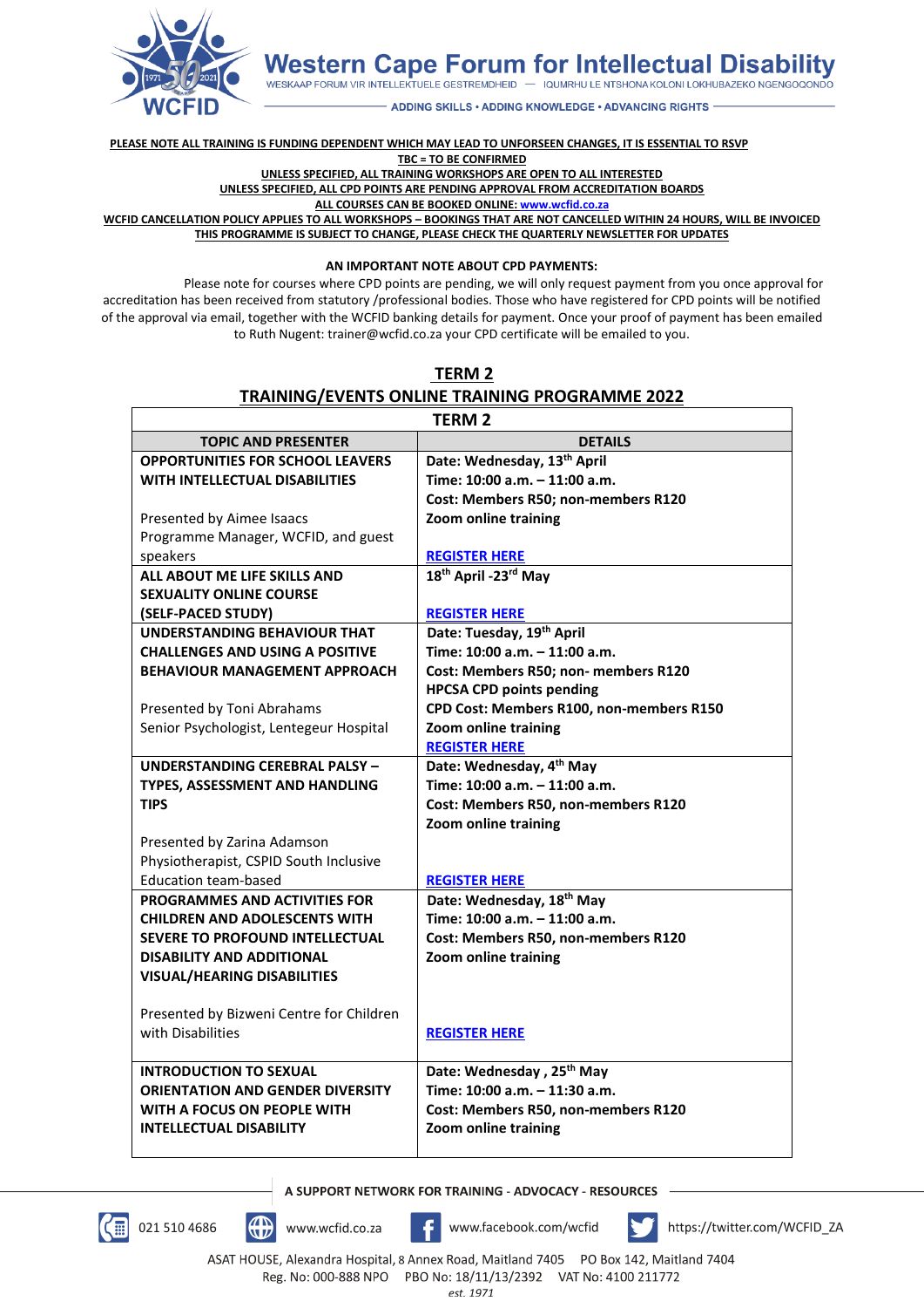# Western Cape Forum for Intellectual Disability

WESKAAP FORUM VIR INTELLEKTUELE GESTREMDHEID — IQUMRHU LE NTSHONA KOLONI LOKHUBAZEKO NGENGQONDO

ADDING SKILLS • ADDING KNOWLEDGE • ADVANCING RIGHTS

**PLEASE NOTE ALL TRAINING IS FUNDING DEPENDENT WHICH MAY LEAD TO UNFORSEEN CHANGES, IT IS ESSENTIAL TO RSVP**

**TBC = TO BE CONFIRMED**

**UNLESS SPECIFIED, ALL TRAINING WORKSHOPS ARE OPEN TO ALL INTERESTED**

**UNLESS SPECIFIED, ALL CPD POINTS ARE PENDING APPROVAL FROM ACCREDITATION BOARDS**

**ALL COURSES CAN BE BOOKED ONLINE: www.wcfid.co.za**

**WCFID CANCELLATION POLICY APPLIES TO ALL WORKSHOPS – BOOKINGS THAT ARE NOT CANCELLED WITHIN 24 HOURS, WILL BE INVOICED**

**THIS PROGRAMME IS SUBJECT TO CHANGE, PLEASE CHECK THE QUARTERLY NEWSLETTER FOR UPDATES**

**AN IMPORTANT NOTE ABOUT CPD PAYMENTS:**

Please note for courses where CPD points are pending, we will only request payment from you once approval for accreditation has been received from statutory /professional bodies. Those who have registered for CPD points will be notified of the approval via email, together with the WCFID banking details for payment. Once your proof of payment has been emailed to Ruth Nugent: trainer@wcfid.co.za your CPD certificate will be emailed to you.

## TERM 2
## TRAINING/EVENTS ONLINE TRAINING PROGRAMME 2022

| TERM 2 | |
|---|---|
| **TOPIC AND PRESENTER** | **DETAILS** |
| **OPPORTUNITIES FOR SCHOOL LEAVERS WITH INTELLECTUAL DISABILITIES**<br><br>Presented by Aimee Isaacs<br>Programme Manager, WCFID, and guest speakers | **Date: Wednesday, 13th April**<br>**Time: 10:00 a.m. – 11:00 a.m.**<br>**Cost: Members R50; non-members R120**<br>**Zoom online training**<br><br>**REGISTER HERE** |
| **ALL ABOUT ME LIFE SKILLS AND SEXUALITY ONLINE COURSE (SELF-PACED STUDY)** | **18th April -23rd May**<br><br>**REGISTER HERE** |
| **UNDERSTANDING BEHAVIOUR THAT CHALLENGES AND USING A POSITIVE BEHAVIOUR MANAGEMENT APPROACH**<br><br>Presented by Toni Abrahams<br>Senior Psychologist, Lentegeur Hospital | **Date: Tuesday, 19th April**<br>**Time: 10:00 a.m. – 11:00 a.m.**<br>**Cost: Members R50; non- members R120**<br>**HPCSA CPD points pending**<br>**CPD Cost: Members R100, non-members R150**<br>**Zoom online training**<br>**REGISTER HERE** |
| **UNDERSTANDING CEREBRAL PALSY – TYPES, ASSESSMENT AND HANDLING TIPS**<br><br>Presented by Zarina Adamson<br>Physiotherapist, CSPID South Inclusive Education team-based | **Date: Wednesday, 4th May**<br>**Time: 10:00 a.m. – 11:00 a.m.**<br>**Cost: Members R50, non-members R120**<br>**Zoom online training**<br><br>**REGISTER HERE** |
| **PROGRAMMES AND ACTIVITIES FOR CHILDREN AND ADOLESCENTS WITH SEVERE TO PROFOUND INTELLECTUAL DISABILITY AND ADDITIONAL VISUAL/HEARING DISABILITIES**<br><br>Presented by Bizweni Centre for Children with Disabilities | **Date: Wednesday, 18th May**<br>**Time: 10:00 a.m. – 11:00 a.m.**<br>**Cost: Members R50, non-members R120**<br>**Zoom online training**<br><br>**REGISTER HERE** |
| **INTRODUCTION TO SEXUAL ORIENTATION AND GENDER DIVERSITY WITH A FOCUS ON PEOPLE WITH INTELLECTUAL DISABILITY** | **Date: Wednesday , 25th May**<br>**Time: 10:00 a.m. – 11:30 a.m.**<br>**Cost: Members R50, non-members R120**<br>**Zoom online training** |

A SUPPORT NETWORK FOR TRAINING - ADVOCACY - RESOURCES

021 510 4686 | www.wcfid.co.za | www.facebook.com/wcfid | https://twitter.com/WCFID_ZA

ASAT HOUSE, Alexandra Hospital, 8 Annex Road, Maitland 7405 PO Box 142, Maitland 7404
Reg. No: 000-888 NPO PBO No: 18/11/13/2392 VAT No: 4100 211772
*est. 1971*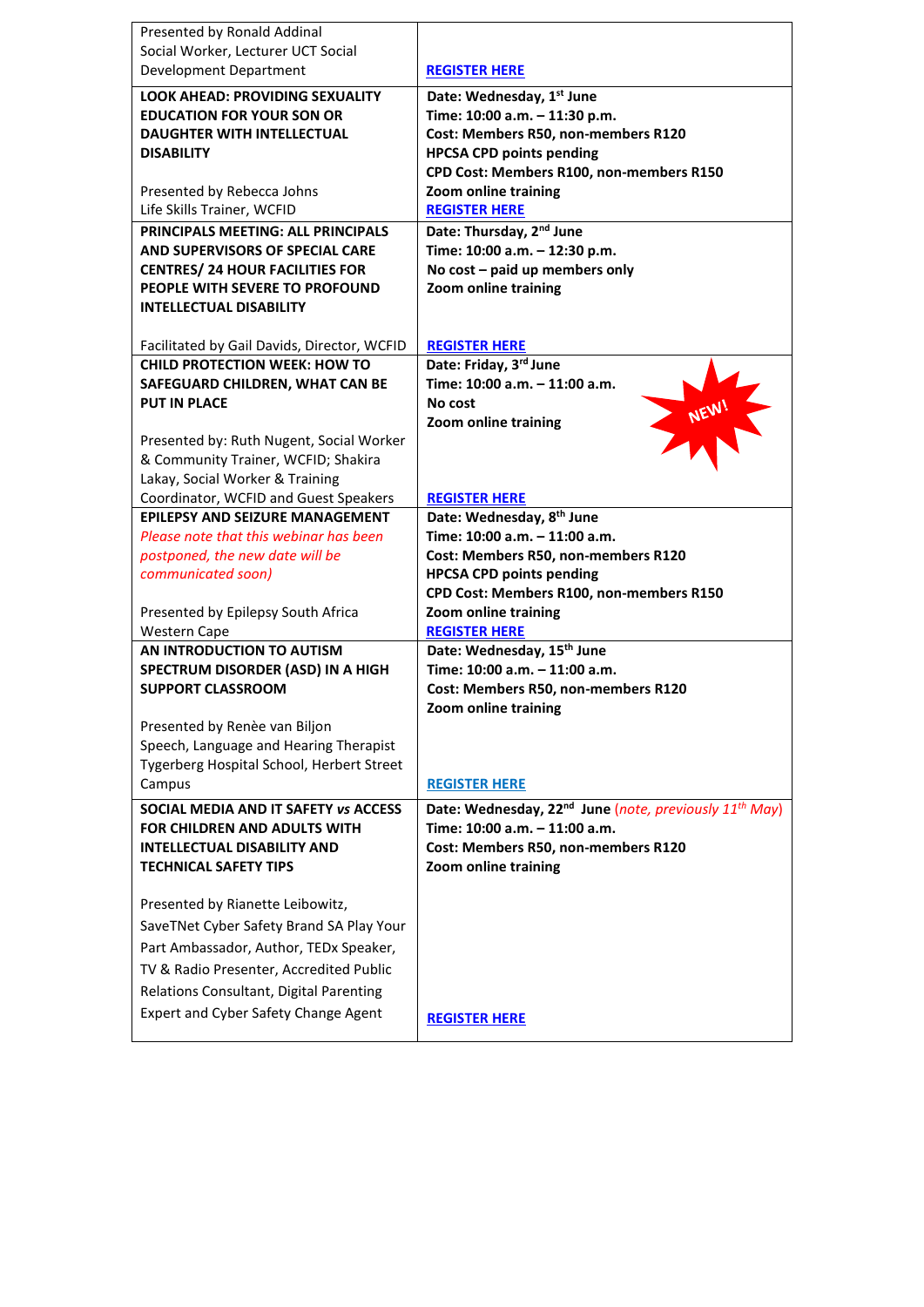| | |
|---|---|
| Presented by Ronald Addinal<br>Social Worker, Lecturer UCT Social Development Department | **REGISTER HERE** |
| **LOOK AHEAD: PROVIDING SEXUALITY EDUCATION FOR YOUR SON OR DAUGHTER WITH INTELLECTUAL DISABILITY**<br><br>Presented by Rebecca Johns<br>Life Skills Trainer, WCFID | **Date: Wednesday, 1st June**<br>**Time: 10:00 a.m. – 11:30 p.m.**<br>**Cost: Members R50, non-members R120**<br>**HPCSA CPD points pending**<br>**CPD Cost: Members R100, non-members R150**<br>**Zoom online training**<br>**REGISTER HERE** |
| **PRINCIPALS MEETING: ALL PRINCIPALS AND SUPERVISORS OF SPECIAL CARE CENTRES/ 24 HOUR FACILITIES FOR PEOPLE WITH SEVERE TO PROFOUND INTELLECTUAL DISABILITY**<br><br>Facilitated by Gail Davids, Director, WCFID | **Date: Thursday, 2nd June**<br>**Time: 10:00 a.m. – 12:30 p.m.**<br>**No cost – paid up members only**<br>**Zoom online training**<br><br>**REGISTER HERE** |
| **CHILD PROTECTION WEEK: HOW TO SAFEGUARD CHILDREN, WHAT CAN BE PUT IN PLACE**<br><br>Presented by: Ruth Nugent, Social Worker & Community Trainer, WCFID; Shakira Lakay, Social Worker & Training Coordinator, WCFID and Guest Speakers | **Date: Friday, 3rd June**<br>**Time: 10:00 a.m. – 11:00 a.m.**<br>**No cost**<br>**Zoom online training**<br>NEW!<br>**REGISTER HERE** |
| **EPILEPSY AND SEIZURE MANAGEMENT**<br>*Please note that this webinar has been postponed, the new date will be communicated soon)*<br><br>Presented by Epilepsy South Africa Western Cape | **Date: Wednesday, 8th June**<br>**Time: 10:00 a.m. – 11:00 a.m.**<br>**Cost: Members R50, non-members R120**<br>**HPCSA CPD points pending**<br>**CPD Cost: Members R100, non-members R150**<br>**Zoom online training**<br>**REGISTER HERE** |
| **AN INTRODUCTION TO AUTISM SPECTRUM DISORDER (ASD) IN A HIGH SUPPORT CLASSROOM**<br><br>Presented by Renèe van Biljon<br>Speech, Language and Hearing Therapist<br>Tygerberg Hospital School, Herbert Street Campus | **Date: Wednesday, 15th June**<br>**Time: 10:00 a.m. – 11:00 a.m.**<br>**Cost: Members R50, non-members R120**<br>**Zoom online training**<br><br>**REGISTER HERE** |
| **SOCIAL MEDIA AND IT SAFETY *vs* ACCESS FOR CHILDREN AND ADULTS WITH INTELLECTUAL DISABILITY AND TECHNICAL SAFETY TIPS**<br><br>Presented by Rianette Leibowitz, SaveTNet Cyber Safety Brand SA Play Your Part Ambassador, Author, TEDx Speaker, TV & Radio Presenter, Accredited Public Relations Consultant, Digital Parenting Expert and Cyber Safety Change Agent | **Date: Wednesday, 22nd June** *(note, previously 11th May)*<br>**Time: 10:00 a.m. – 11:00 a.m.**<br>**Cost: Members R50, non-members R120**<br>**Zoom online training**<br><br>**REGISTER HERE** |